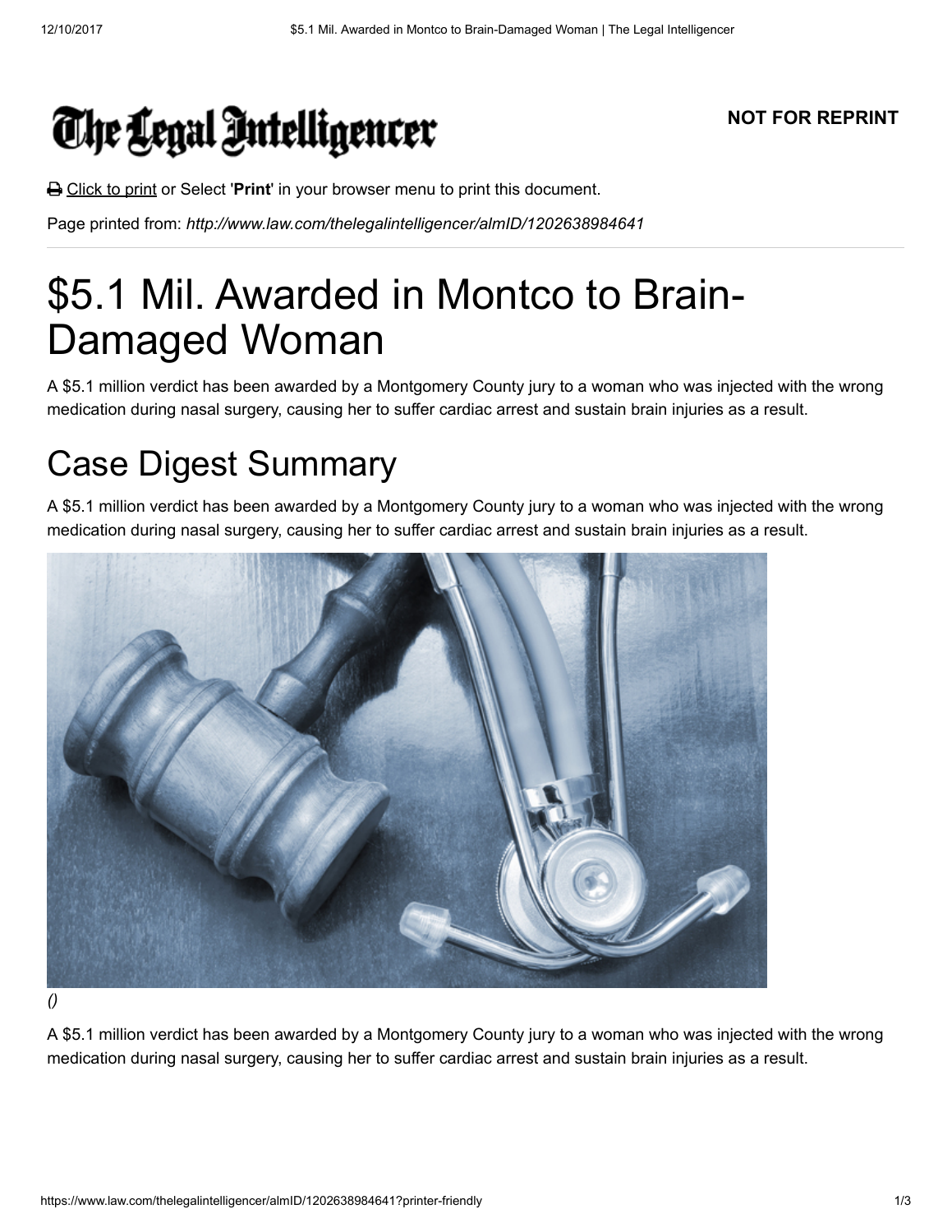# The Legal Intelligencer

**NOT FOR REPRINT**

Click to print or Select '**Print**' in your browser menu to print this document.

Page printed from: *http://www.law.com/thelegalintelligencer/almID/1202638984641*

# $5.1 Mil. Awarded in Montco to Brain-Damaged Woman

A $5.1 million verdict has been awarded by a Montgomery County jury to a woman who was injected with the wrong medication during nasal surgery, causing her to suffer cardiac arrest and sustain brain injuries as a result.

## Case Digest Summary

A $5.1 million verdict has been awarded by a Montgomery County jury to a woman who was injected with the wrong medication during nasal surgery, causing her to suffer cardiac arrest and sustain brain injuries as a result.

*()*

A $5.1 million verdict has been awarded by a Montgomery County jury to a woman who was injected with the wrong medication during nasal surgery, causing her to suffer cardiac arrest and sustain brain injuries as a result.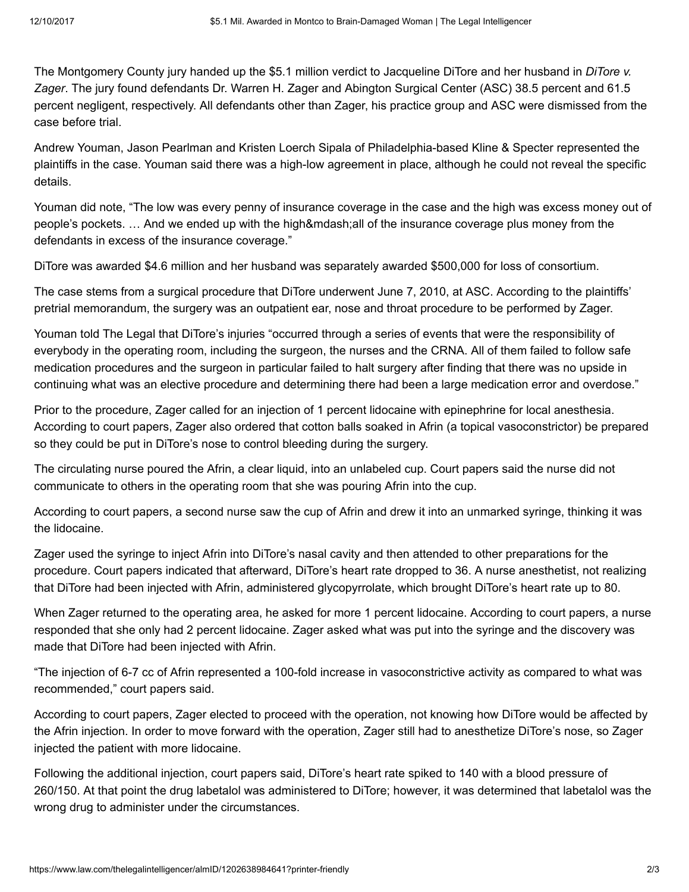The Montgomery County jury handed up the $5.1 million verdict to Jacqueline DiTore and her husband in *DiTore v. Zager*. The jury found defendants Dr. Warren H. Zager and Abington Surgical Center (ASC) 38.5 percent and 61.5 percent negligent, respectively. All defendants other than Zager, his practice group and ASC were dismissed from the case before trial.

Andrew Youman, Jason Pearlman and Kristen Loerch Sipala of Philadelphia-based Kline & Specter represented the plaintiffs in the case. Youman said there was a high-low agreement in place, although he could not reveal the specific details.

Youman did note, "The low was every penny of insurance coverage in the case and the high was excess money out of people's pockets. … And we ended up with the high&mdash;all of the insurance coverage plus money from the defendants in excess of the insurance coverage."

DiTore was awarded $4.6 million and her husband was separately awarded $500,000 for loss of consortium.

The case stems from a surgical procedure that DiTore underwent June 7, 2010, at ASC. According to the plaintiffs' pretrial memorandum, the surgery was an outpatient ear, nose and throat procedure to be performed by Zager.

Youman told The Legal that DiTore's injuries "occurred through a series of events that were the responsibility of everybody in the operating room, including the surgeon, the nurses and the CRNA. All of them failed to follow safe medication procedures and the surgeon in particular failed to halt surgery after finding that there was no upside in continuing what was an elective procedure and determining there had been a large medication error and overdose."

Prior to the procedure, Zager called for an injection of 1 percent lidocaine with epinephrine for local anesthesia. According to court papers, Zager also ordered that cotton balls soaked in Afrin (a topical vasoconstrictor) be prepared so they could be put in DiTore's nose to control bleeding during the surgery.

The circulating nurse poured the Afrin, a clear liquid, into an unlabeled cup. Court papers said the nurse did not communicate to others in the operating room that she was pouring Afrin into the cup.

According to court papers, a second nurse saw the cup of Afrin and drew it into an unmarked syringe, thinking it was the lidocaine.

Zager used the syringe to inject Afrin into DiTore's nasal cavity and then attended to other preparations for the procedure. Court papers indicated that afterward, DiTore's heart rate dropped to 36. A nurse anesthetist, not realizing that DiTore had been injected with Afrin, administered glycopyrrolate, which brought DiTore's heart rate up to 80.

When Zager returned to the operating area, he asked for more 1 percent lidocaine. According to court papers, a nurse responded that she only had 2 percent lidocaine. Zager asked what was put into the syringe and the discovery was made that DiTore had been injected with Afrin.

"The injection of 6-7 cc of Afrin represented a 100-fold increase in vasoconstrictive activity as compared to what was recommended," court papers said.

According to court papers, Zager elected to proceed with the operation, not knowing how DiTore would be affected by the Afrin injection. In order to move forward with the operation, Zager still had to anesthetize DiTore's nose, so Zager injected the patient with more lidocaine.

Following the additional injection, court papers said, DiTore's heart rate spiked to 140 with a blood pressure of 260/150. At that point the drug labetalol was administered to DiTore; however, it was determined that labetalol was the wrong drug to administer under the circumstances.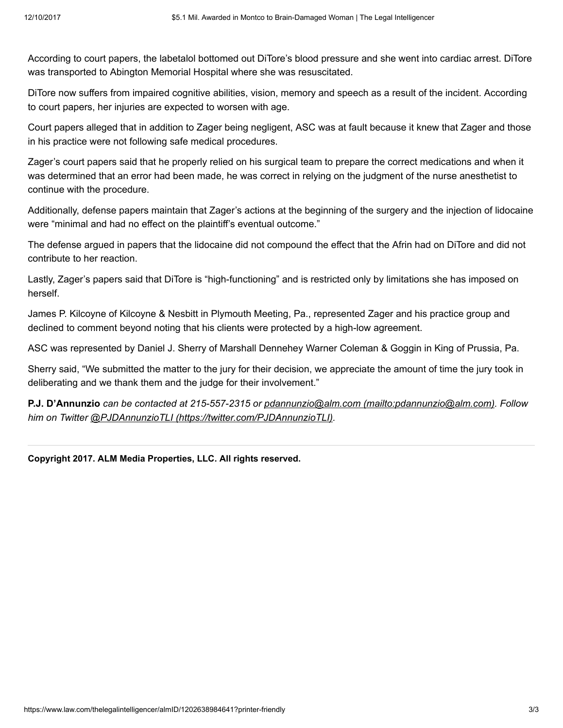According to court papers, the labetalol bottomed out DiTore's blood pressure and she went into cardiac arrest. DiTore was transported to Abington Memorial Hospital where she was resuscitated.

DiTore now suffers from impaired cognitive abilities, vision, memory and speech as a result of the incident. According to court papers, her injuries are expected to worsen with age.

Court papers alleged that in addition to Zager being negligent, ASC was at fault because it knew that Zager and those in his practice were not following safe medical procedures.

Zager's court papers said that he properly relied on his surgical team to prepare the correct medications and when it was determined that an error had been made, he was correct in relying on the judgment of the nurse anesthetist to continue with the procedure.

Additionally, defense papers maintain that Zager's actions at the beginning of the surgery and the injection of lidocaine were "minimal and had no effect on the plaintiff's eventual outcome."

The defense argued in papers that the lidocaine did not compound the effect that the Afrin had on DiTore and did not contribute to her reaction.

Lastly, Zager's papers said that DiTore is "high-functioning" and is restricted only by limitations she has imposed on herself.

James P. Kilcoyne of Kilcoyne & Nesbitt in Plymouth Meeting, Pa., represented Zager and his practice group and declined to comment beyond noting that his clients were protected by a high-low agreement.

ASC was represented by Daniel J. Sherry of Marshall Dennehey Warner Coleman & Goggin in King of Prussia, Pa.

Sherry said, "We submitted the matter to the jury for their decision, we appreciate the amount of time the jury took in deliberating and we thank them and the judge for their involvement."

**P.J. D'Annunzio** *can be contacted at 215-557-2315 or pdannunzio@alm.com (mailto:pdannunzio@alm.com). Follow him on Twitter @PJDAnnunzioTLI (https://twitter.com/PJDAnnunzioTLI).*

---

**Copyright 2017. ALM Media Properties, LLC. All rights reserved.**